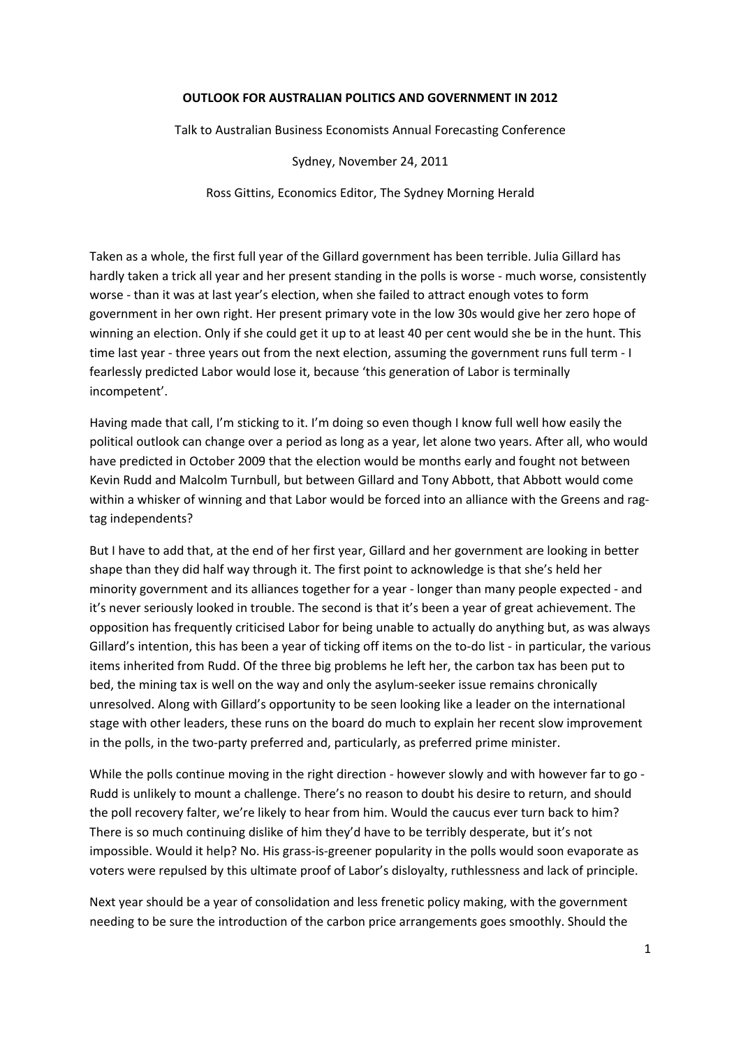# OUTLOOK FOR AUSTRALIAN POLITICS AND GOVERNMENT IN 2012

Talk to Australian Business Economists Annual Forecasting Conference

Sydney, November 24, 2011

Ross Gittins, Economics Editor, The Sydney Morning Herald

Taken as a whole, the first full year of the Gillard government has been terrible. Julia Gillard has hardly taken a trick all year and her present standing in the polls is worse - much worse, consistently worse - than it was at last year's election, when she failed to attract enough votes to form government in her own right. Her present primary vote in the low 30s would give her zero hope of winning an election. Only if she could get it up to at least 40 per cent would she be in the hunt. This time last year - three years out from the next election, assuming the government runs full term - I fearlessly predicted Labor would lose it, because 'this generation of Labor is terminally incompetent'.

Having made that call, I'm sticking to it. I'm doing so even though I know full well how easily the political outlook can change over a period as long as a year, let alone two years. After all, who would have predicted in October 2009 that the election would be months early and fought not between Kevin Rudd and Malcolm Turnbull, but between Gillard and Tony Abbott, that Abbott would come within a whisker of winning and that Labor would be forced into an alliance with the Greens and rag-tag independents?

But I have to add that, at the end of her first year, Gillard and her government are looking in better shape than they did half way through it. The first point to acknowledge is that she's held her minority government and its alliances together for a year - longer than many people expected - and it's never seriously looked in trouble. The second is that it's been a year of great achievement. The opposition has frequently criticised Labor for being unable to actually do anything but, as was always Gillard's intention, this has been a year of ticking off items on the to-do list - in particular, the various items inherited from Rudd. Of the three big problems he left her, the carbon tax has been put to bed, the mining tax is well on the way and only the asylum-seeker issue remains chronically unresolved. Along with Gillard's opportunity to be seen looking like a leader on the international stage with other leaders, these runs on the board do much to explain her recent slow improvement in the polls, in the two-party preferred and, particularly, as preferred prime minister.

While the polls continue moving in the right direction - however slowly and with however far to go - Rudd is unlikely to mount a challenge. There's no reason to doubt his desire to return, and should the poll recovery falter, we're likely to hear from him. Would the caucus ever turn back to him? There is so much continuing dislike of him they'd have to be terribly desperate, but it's not impossible. Would it help? No. His grass-is-greener popularity in the polls would soon evaporate as voters were repulsed by this ultimate proof of Labor's disloyalty, ruthlessness and lack of principle.

Next year should be a year of consolidation and less frenetic policy making, with the government needing to be sure the introduction of the carbon price arrangements goes smoothly. Should the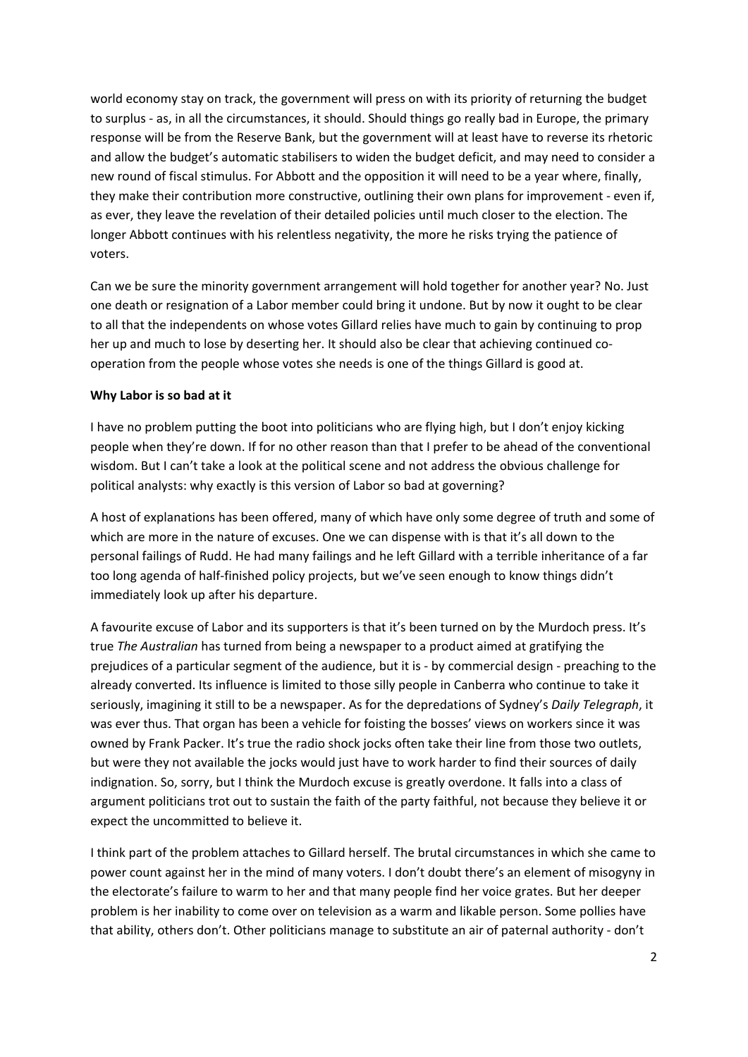world economy stay on track, the government will press on with its priority of returning the budget to surplus - as, in all the circumstances, it should. Should things go really bad in Europe, the primary response will be from the Reserve Bank, but the government will at least have to reverse its rhetoric and allow the budget's automatic stabilisers to widen the budget deficit, and may need to consider a new round of fiscal stimulus. For Abbott and the opposition it will need to be a year where, finally, they make their contribution more constructive, outlining their own plans for improvement - even if, as ever, they leave the revelation of their detailed policies until much closer to the election. The longer Abbott continues with his relentless negativity, the more he risks trying the patience of voters.

Can we be sure the minority government arrangement will hold together for another year? No. Just one death or resignation of a Labor member could bring it undone. But by now it ought to be clear to all that the independents on whose votes Gillard relies have much to gain by continuing to prop her up and much to lose by deserting her. It should also be clear that achieving continued co-operation from the people whose votes she needs is one of the things Gillard is good at.

**Why Labor is so bad at it**

I have no problem putting the boot into politicians who are flying high, but I don't enjoy kicking people when they're down. If for no other reason than that I prefer to be ahead of the conventional wisdom. But I can't take a look at the political scene and not address the obvious challenge for political analysts: why exactly is this version of Labor so bad at governing?

A host of explanations has been offered, many of which have only some degree of truth and some of which are more in the nature of excuses. One we can dispense with is that it's all down to the personal failings of Rudd. He had many failings and he left Gillard with a terrible inheritance of a far too long agenda of half-finished policy projects, but we've seen enough to know things didn't immediately look up after his departure.

A favourite excuse of Labor and its supporters is that it's been turned on by the Murdoch press. It's true *The Australian* has turned from being a newspaper to a product aimed at gratifying the prejudices of a particular segment of the audience, but it is - by commercial design - preaching to the already converted. Its influence is limited to those silly people in Canberra who continue to take it seriously, imagining it still to be a newspaper. As for the depredations of Sydney's *Daily Telegraph*, it was ever thus. That organ has been a vehicle for foisting the bosses' views on workers since it was owned by Frank Packer. It's true the radio shock jocks often take their line from those two outlets, but were they not available the jocks would just have to work harder to find their sources of daily indignation. So, sorry, but I think the Murdoch excuse is greatly overdone. It falls into a class of argument politicians trot out to sustain the faith of the party faithful, not because they believe it or expect the uncommitted to believe it.

I think part of the problem attaches to Gillard herself. The brutal circumstances in which she came to power count against her in the mind of many voters. I don't doubt there's an element of misogyny in the electorate's failure to warm to her and that many people find her voice grates. But her deeper problem is her inability to come over on television as a warm and likable person. Some pollies have that ability, others don't. Other politicians manage to substitute an air of paternal authority - don't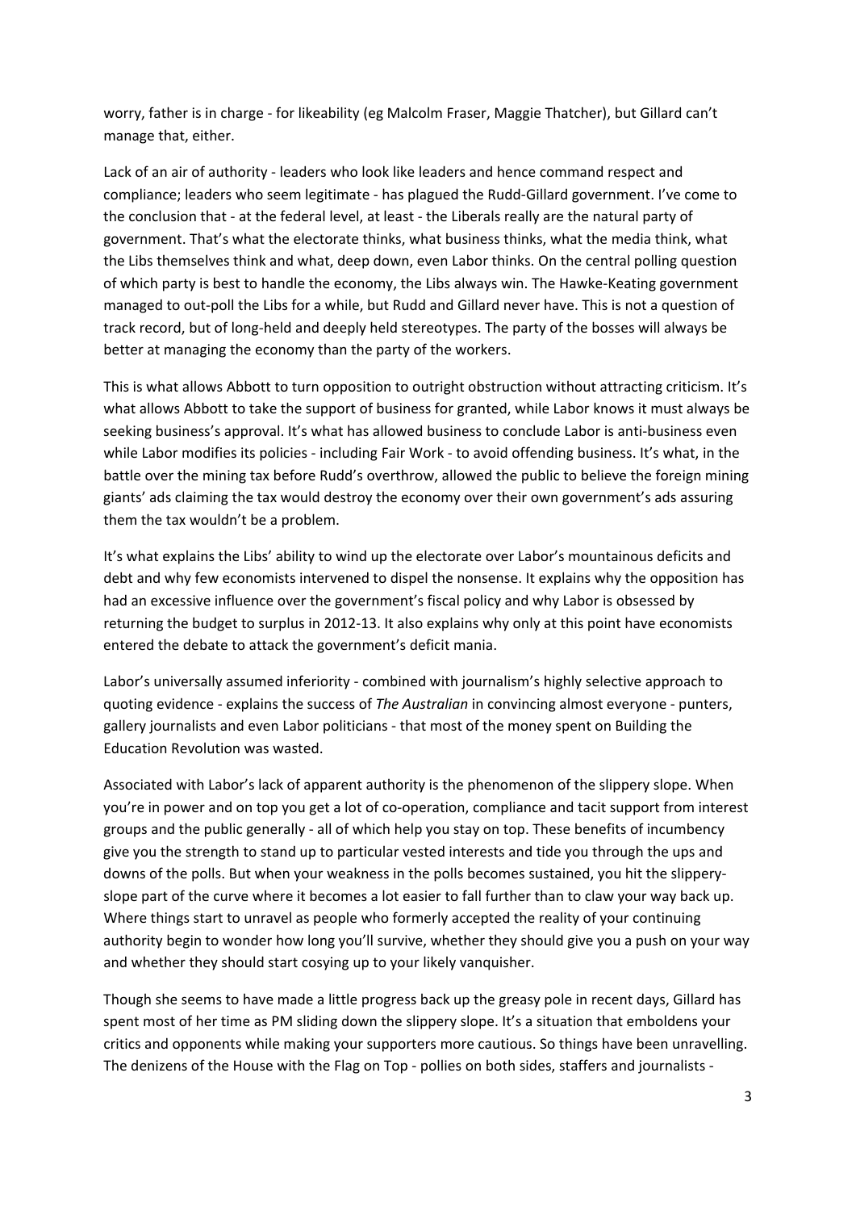worry, father is in charge - for likeability (eg Malcolm Fraser, Maggie Thatcher), but Gillard can't manage that, either.

Lack of an air of authority - leaders who look like leaders and hence command respect and compliance; leaders who seem legitimate - has plagued the Rudd-Gillard government. I've come to the conclusion that - at the federal level, at least - the Liberals really are the natural party of government. That's what the electorate thinks, what business thinks, what the media think, what the Libs themselves think and what, deep down, even Labor thinks. On the central polling question of which party is best to handle the economy, the Libs always win. The Hawke-Keating government managed to out-poll the Libs for a while, but Rudd and Gillard never have. This is not a question of track record, but of long-held and deeply held stereotypes. The party of the bosses will always be better at managing the economy than the party of the workers.

This is what allows Abbott to turn opposition to outright obstruction without attracting criticism. It's what allows Abbott to take the support of business for granted, while Labor knows it must always be seeking business's approval. It's what has allowed business to conclude Labor is anti-business even while Labor modifies its policies - including Fair Work - to avoid offending business. It's what, in the battle over the mining tax before Rudd's overthrow, allowed the public to believe the foreign mining giants' ads claiming the tax would destroy the economy over their own government's ads assuring them the tax wouldn't be a problem.

It's what explains the Libs' ability to wind up the electorate over Labor's mountainous deficits and debt and why few economists intervened to dispel the nonsense. It explains why the opposition has had an excessive influence over the government's fiscal policy and why Labor is obsessed by returning the budget to surplus in 2012-13. It also explains why only at this point have economists entered the debate to attack the government's deficit mania.

Labor's universally assumed inferiority - combined with journalism's highly selective approach to quoting evidence - explains the success of *The Australian* in convincing almost everyone - punters, gallery journalists and even Labor politicians - that most of the money spent on Building the Education Revolution was wasted.

Associated with Labor's lack of apparent authority is the phenomenon of the slippery slope. When you're in power and on top you get a lot of co-operation, compliance and tacit support from interest groups and the public generally - all of which help you stay on top. These benefits of incumbency give you the strength to stand up to particular vested interests and tide you through the ups and downs of the polls. But when your weakness in the polls becomes sustained, you hit the slippery-slope part of the curve where it becomes a lot easier to fall further than to claw your way back up. Where things start to unravel as people who formerly accepted the reality of your continuing authority begin to wonder how long you'll survive, whether they should give you a push on your way and whether they should start cosying up to your likely vanquisher.

Though she seems to have made a little progress back up the greasy pole in recent days, Gillard has spent most of her time as PM sliding down the slippery slope. It's a situation that emboldens your critics and opponents while making your supporters more cautious. So things have been unravelling. The denizens of the House with the Flag on Top - pollies on both sides, staffers and journalists -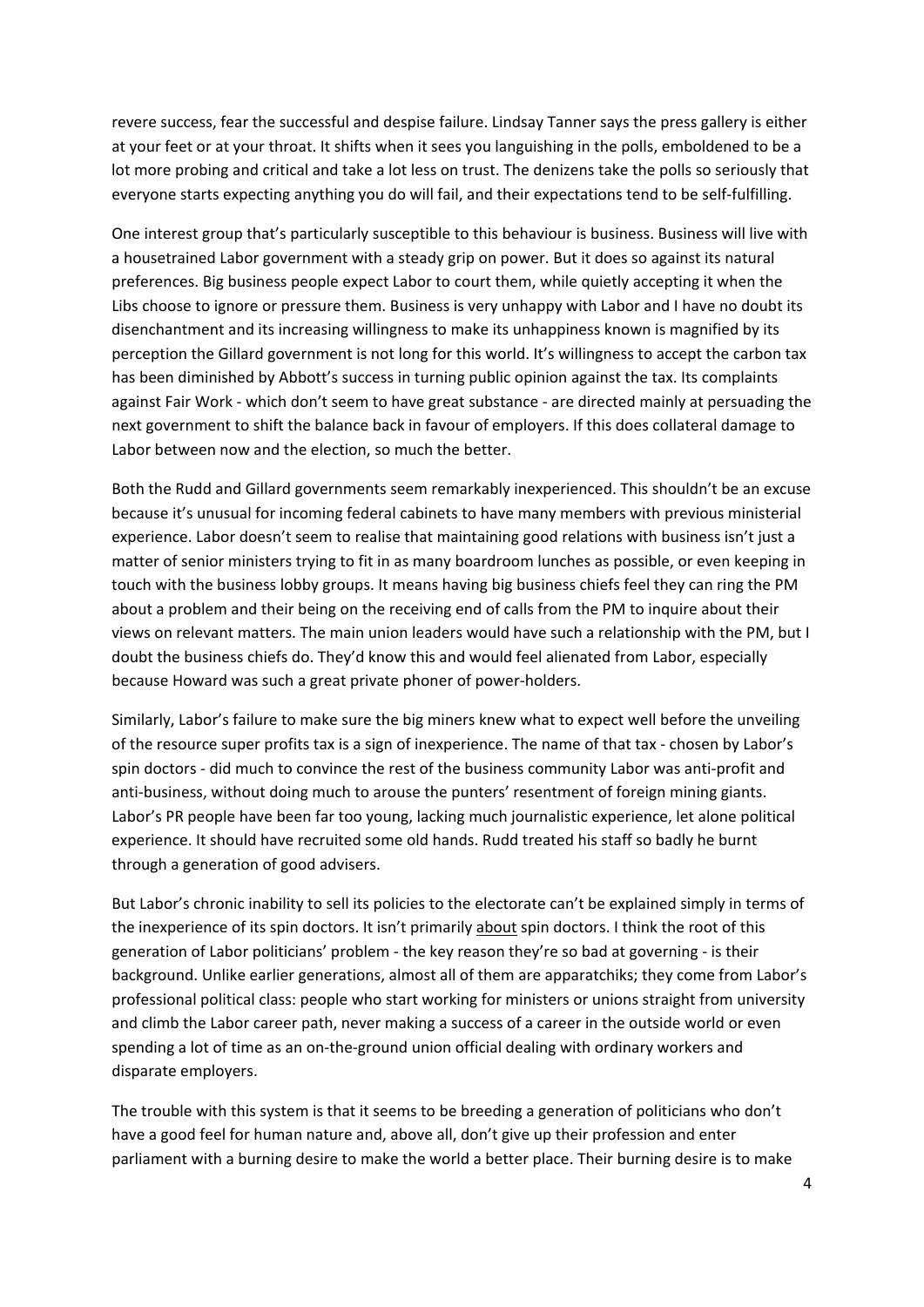revere success, fear the successful and despise failure. Lindsay Tanner says the press gallery is either at your feet or at your throat. It shifts when it sees you languishing in the polls, emboldened to be a lot more probing and critical and take a lot less on trust. The denizens take the polls so seriously that everyone starts expecting anything you do will fail, and their expectations tend to be self-fulfilling.

One interest group that's particularly susceptible to this behaviour is business. Business will live with a housetrained Labor government with a steady grip on power. But it does so against its natural preferences. Big business people expect Labor to court them, while quietly accepting it when the Libs choose to ignore or pressure them. Business is very unhappy with Labor and I have no doubt its disenchantment and its increasing willingness to make its unhappiness known is magnified by its perception the Gillard government is not long for this world. It's willingness to accept the carbon tax has been diminished by Abbott's success in turning public opinion against the tax. Its complaints against Fair Work - which don't seem to have great substance - are directed mainly at persuading the next government to shift the balance back in favour of employers. If this does collateral damage to Labor between now and the election, so much the better.

Both the Rudd and Gillard governments seem remarkably inexperienced. This shouldn't be an excuse because it's unusual for incoming federal cabinets to have many members with previous ministerial experience. Labor doesn't seem to realise that maintaining good relations with business isn't just a matter of senior ministers trying to fit in as many boardroom lunches as possible, or even keeping in touch with the business lobby groups. It means having big business chiefs feel they can ring the PM about a problem and their being on the receiving end of calls from the PM to inquire about their views on relevant matters. The main union leaders would have such a relationship with the PM, but I doubt the business chiefs do. They'd know this and would feel alienated from Labor, especially because Howard was such a great private phoner of power-holders.

Similarly, Labor's failure to make sure the big miners knew what to expect well before the unveiling of the resource super profits tax is a sign of inexperience. The name of that tax - chosen by Labor's spin doctors - did much to convince the rest of the business community Labor was anti-profit and anti-business, without doing much to arouse the punters' resentment of foreign mining giants. Labor's PR people have been far too young, lacking much journalistic experience, let alone political experience. It should have recruited some old hands. Rudd treated his staff so badly he burnt through a generation of good advisers.

But Labor's chronic inability to sell its policies to the electorate can't be explained simply in terms of the inexperience of its spin doctors. It isn't primarily <u>about</u> spin doctors. I think the root of this generation of Labor politicians' problem - the key reason they're so bad at governing - is their background. Unlike earlier generations, almost all of them are apparatchiks; they come from Labor's professional political class: people who start working for ministers or unions straight from university and climb the Labor career path, never making a success of a career in the outside world or even spending a lot of time as an on-the-ground union official dealing with ordinary workers and disparate employers.

The trouble with this system is that it seems to be breeding a generation of politicians who don't have a good feel for human nature and, above all, don't give up their profession and enter parliament with a burning desire to make the world a better place. Their burning desire is to make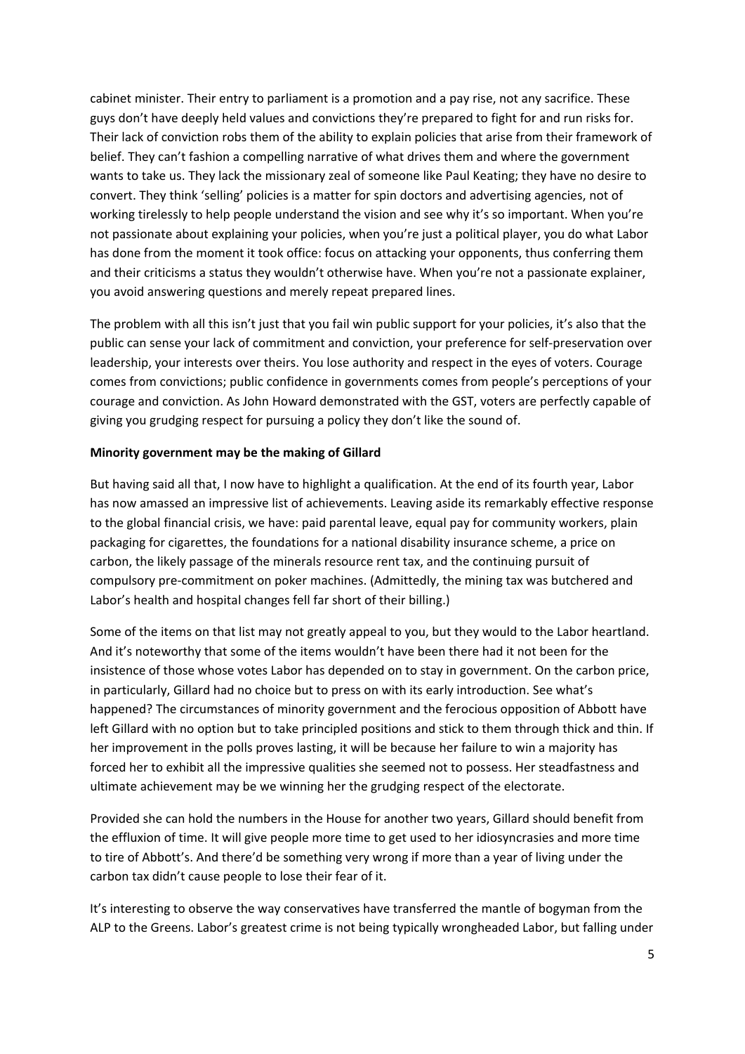cabinet minister. Their entry to parliament is a promotion and a pay rise, not any sacrifice. These guys don't have deeply held values and convictions they're prepared to fight for and run risks for. Their lack of conviction robs them of the ability to explain policies that arise from their framework of belief. They can't fashion a compelling narrative of what drives them and where the government wants to take us. They lack the missionary zeal of someone like Paul Keating; they have no desire to convert. They think 'selling' policies is a matter for spin doctors and advertising agencies, not of working tirelessly to help people understand the vision and see why it's so important. When you're not passionate about explaining your policies, when you're just a political player, you do what Labor has done from the moment it took office: focus on attacking your opponents, thus conferring them and their criticisms a status they wouldn't otherwise have. When you're not a passionate explainer, you avoid answering questions and merely repeat prepared lines.

The problem with all this isn't just that you fail win public support for your policies, it's also that the public can sense your lack of commitment and conviction, your preference for self-preservation over leadership, your interests over theirs. You lose authority and respect in the eyes of voters. Courage comes from convictions; public confidence in governments comes from people's perceptions of your courage and conviction. As John Howard demonstrated with the GST, voters are perfectly capable of giving you grudging respect for pursuing a policy they don't like the sound of.

**Minority government may be the making of Gillard**

But having said all that, I now have to highlight a qualification. At the end of its fourth year, Labor has now amassed an impressive list of achievements. Leaving aside its remarkably effective response to the global financial crisis, we have: paid parental leave, equal pay for community workers, plain packaging for cigarettes, the foundations for a national disability insurance scheme, a price on carbon, the likely passage of the minerals resource rent tax, and the continuing pursuit of compulsory pre-commitment on poker machines. (Admittedly, the mining tax was butchered and Labor's health and hospital changes fell far short of their billing.)

Some of the items on that list may not greatly appeal to you, but they would to the Labor heartland. And it's noteworthy that some of the items wouldn't have been there had it not been for the insistence of those whose votes Labor has depended on to stay in government. On the carbon price, in particularly, Gillard had no choice but to press on with its early introduction. See what's happened? The circumstances of minority government and the ferocious opposition of Abbott have left Gillard with no option but to take principled positions and stick to them through thick and thin. If her improvement in the polls proves lasting, it will be because her failure to win a majority has forced her to exhibit all the impressive qualities she seemed not to possess. Her steadfastness and ultimate achievement may be we winning her the grudging respect of the electorate.

Provided she can hold the numbers in the House for another two years, Gillard should benefit from the effluxion of time. It will give people more time to get used to her idiosyncrasies and more time to tire of Abbott's. And there'd be something very wrong if more than a year of living under the carbon tax didn't cause people to lose their fear of it.

It's interesting to observe the way conservatives have transferred the mantle of bogyman from the ALP to the Greens. Labor's greatest crime is not being typically wrongheaded Labor, but falling under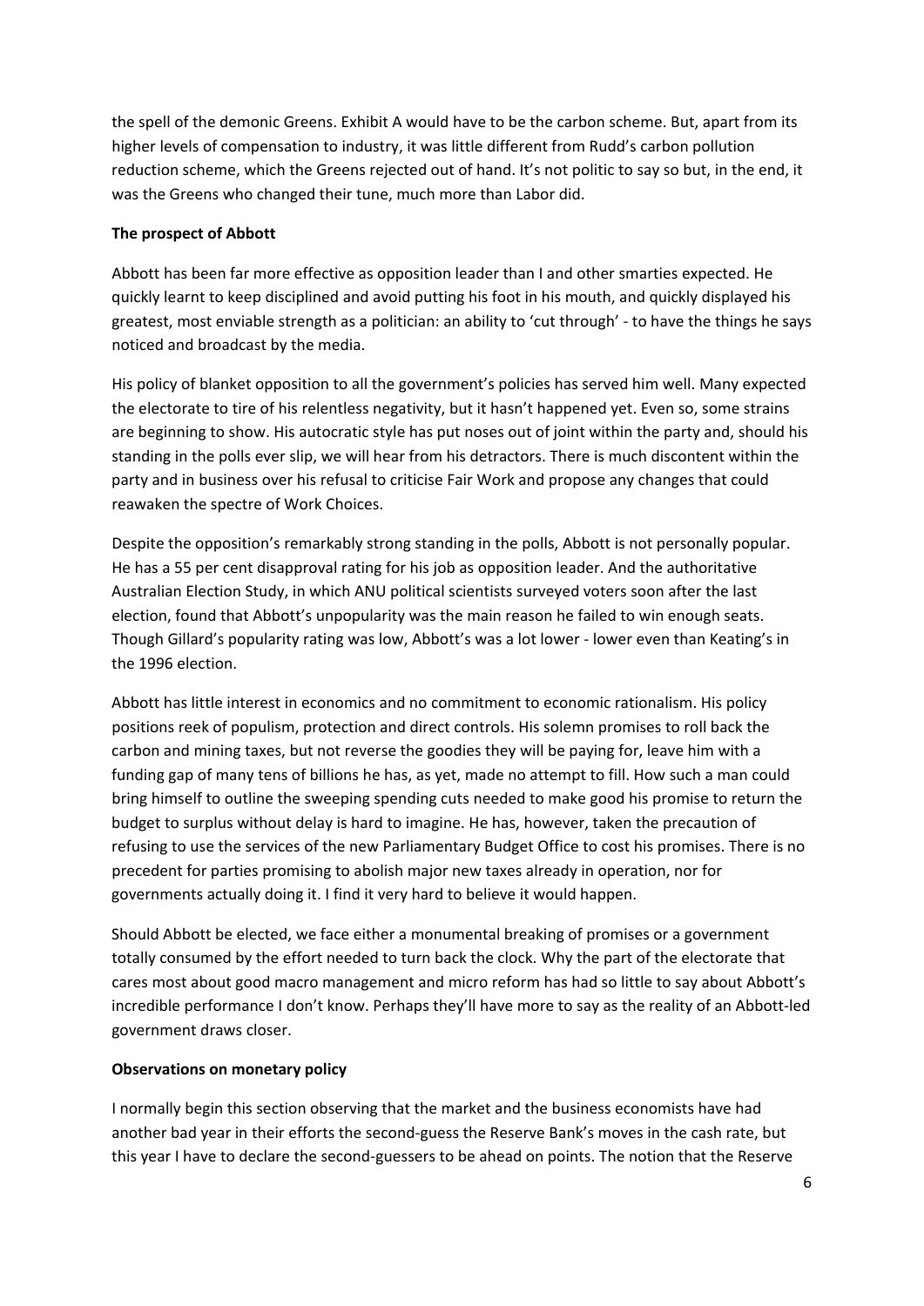the spell of the demonic Greens. Exhibit A would have to be the carbon scheme. But, apart from its higher levels of compensation to industry, it was little different from Rudd's carbon pollution reduction scheme, which the Greens rejected out of hand. It's not politic to say so but, in the end, it was the Greens who changed their tune, much more than Labor did.

**The prospect of Abbott**

Abbott has been far more effective as opposition leader than I and other smarties expected. He quickly learnt to keep disciplined and avoid putting his foot in his mouth, and quickly displayed his greatest, most enviable strength as a politician: an ability to 'cut through' - to have the things he says noticed and broadcast by the media.

His policy of blanket opposition to all the government's policies has served him well. Many expected the electorate to tire of his relentless negativity, but it hasn't happened yet. Even so, some strains are beginning to show. His autocratic style has put noses out of joint within the party and, should his standing in the polls ever slip, we will hear from his detractors. There is much discontent within the party and in business over his refusal to criticise Fair Work and propose any changes that could reawaken the spectre of Work Choices.

Despite the opposition's remarkably strong standing in the polls, Abbott is not personally popular. He has a 55 per cent disapproval rating for his job as opposition leader. And the authoritative Australian Election Study, in which ANU political scientists surveyed voters soon after the last election, found that Abbott's unpopularity was the main reason he failed to win enough seats. Though Gillard's popularity rating was low, Abbott's was a lot lower - lower even than Keating's in the 1996 election.

Abbott has little interest in economics and no commitment to economic rationalism. His policy positions reek of populism, protection and direct controls. His solemn promises to roll back the carbon and mining taxes, but not reverse the goodies they will be paying for, leave him with a funding gap of many tens of billions he has, as yet, made no attempt to fill. How such a man could bring himself to outline the sweeping spending cuts needed to make good his promise to return the budget to surplus without delay is hard to imagine. He has, however, taken the precaution of refusing to use the services of the new Parliamentary Budget Office to cost his promises. There is no precedent for parties promising to abolish major new taxes already in operation, nor for governments actually doing it. I find it very hard to believe it would happen.

Should Abbott be elected, we face either a monumental breaking of promises or a government totally consumed by the effort needed to turn back the clock. Why the part of the electorate that cares most about good macro management and micro reform has had so little to say about Abbott's incredible performance I don't know. Perhaps they'll have more to say as the reality of an Abbott-led government draws closer.

**Observations on monetary policy**

I normally begin this section observing that the market and the business economists have had another bad year in their efforts the second-guess the Reserve Bank's moves in the cash rate, but this year I have to declare the second-guessers to be ahead on points. The notion that the Reserve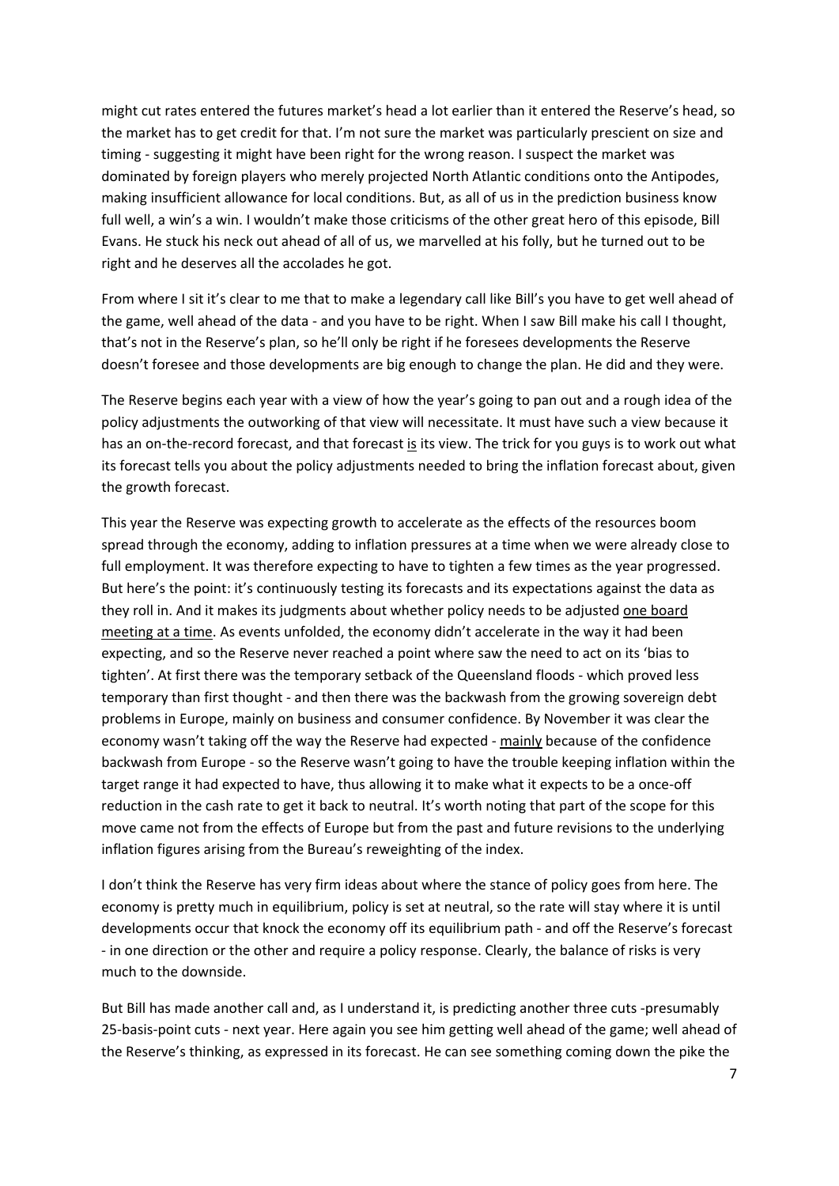might cut rates entered the futures market's head a lot earlier than it entered the Reserve's head, so the market has to get credit for that. I'm not sure the market was particularly prescient on size and timing - suggesting it might have been right for the wrong reason. I suspect the market was dominated by foreign players who merely projected North Atlantic conditions onto the Antipodes, making insufficient allowance for local conditions. But, as all of us in the prediction business know full well, a win's a win. I wouldn't make those criticisms of the other great hero of this episode, Bill Evans. He stuck his neck out ahead of all of us, we marvelled at his folly, but he turned out to be right and he deserves all the accolades he got.

From where I sit it's clear to me that to make a legendary call like Bill's you have to get well ahead of the game, well ahead of the data - and you have to be right. When I saw Bill make his call I thought, that's not in the Reserve's plan, so he'll only be right if he foresees developments the Reserve doesn't foresee and those developments are big enough to change the plan. He did and they were.

The Reserve begins each year with a view of how the year's going to pan out and a rough idea of the policy adjustments the outworking of that view will necessitate. It must have such a view because it has an on-the-record forecast, and that forecast <u>is</u> its view. The trick for you guys is to work out what its forecast tells you about the policy adjustments needed to bring the inflation forecast about, given the growth forecast.

This year the Reserve was expecting growth to accelerate as the effects of the resources boom spread through the economy, adding to inflation pressures at a time when we were already close to full employment. It was therefore expecting to have to tighten a few times as the year progressed. But here's the point: it's continuously testing its forecasts and its expectations against the data as they roll in. And it makes its judgments about whether policy needs to be adjusted <u>one board meeting at a time</u>. As events unfolded, the economy didn't accelerate in the way it had been expecting, and so the Reserve never reached a point where saw the need to act on its 'bias to tighten'. At first there was the temporary setback of the Queensland floods - which proved less temporary than first thought - and then there was the backwash from the growing sovereign debt problems in Europe, mainly on business and consumer confidence. By November it was clear the economy wasn't taking off the way the Reserve had expected - <u>mainly</u> because of the confidence backwash from Europe - so the Reserve wasn't going to have the trouble keeping inflation within the target range it had expected to have, thus allowing it to make what it expects to be a once-off reduction in the cash rate to get it back to neutral. It's worth noting that part of the scope for this move came not from the effects of Europe but from the past and future revisions to the underlying inflation figures arising from the Bureau's reweighting of the index.

I don't think the Reserve has very firm ideas about where the stance of policy goes from here. The economy is pretty much in equilibrium, policy is set at neutral, so the rate will stay where it is until developments occur that knock the economy off its equilibrium path - and off the Reserve's forecast - in one direction or the other and require a policy response. Clearly, the balance of risks is very much to the downside.

But Bill has made another call and, as I understand it, is predicting another three cuts -presumably 25-basis-point cuts - next year. Here again you see him getting well ahead of the game; well ahead of the Reserve's thinking, as expressed in its forecast. He can see something coming down the pike the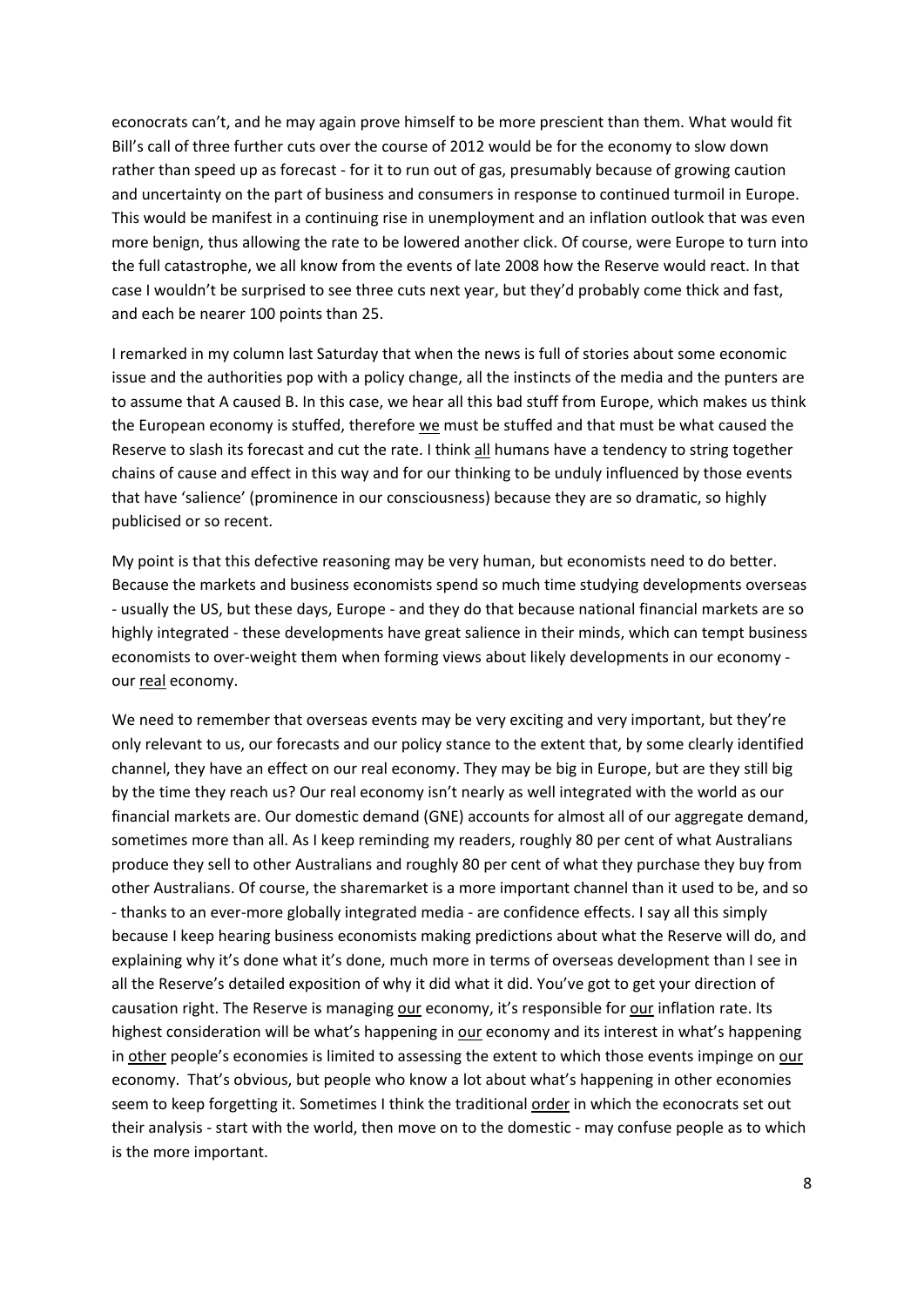econocrats can't, and he may again prove himself to be more prescient than them. What would fit Bill's call of three further cuts over the course of 2012 would be for the economy to slow down rather than speed up as forecast - for it to run out of gas, presumably because of growing caution and uncertainty on the part of business and consumers in response to continued turmoil in Europe. This would be manifest in a continuing rise in unemployment and an inflation outlook that was even more benign, thus allowing the rate to be lowered another click. Of course, were Europe to turn into the full catastrophe, we all know from the events of late 2008 how the Reserve would react. In that case I wouldn't be surprised to see three cuts next year, but they'd probably come thick and fast, and each be nearer 100 points than 25.

I remarked in my column last Saturday that when the news is full of stories about some economic issue and the authorities pop with a policy change, all the instincts of the media and the punters are to assume that A caused B. In this case, we hear all this bad stuff from Europe, which makes us think the European economy is stuffed, therefore <u>we</u> must be stuffed and that must be what caused the Reserve to slash its forecast and cut the rate. I think <u>all</u> humans have a tendency to string together chains of cause and effect in this way and for our thinking to be unduly influenced by those events that have 'salience' (prominence in our consciousness) because they are so dramatic, so highly publicised or so recent.

My point is that this defective reasoning may be very human, but economists need to do better. Because the markets and business economists spend so much time studying developments overseas - usually the US, but these days, Europe - and they do that because national financial markets are so highly integrated - these developments have great salience in their minds, which can tempt business economists to over-weight them when forming views about likely developments in our economy - our <u>real</u> economy.

We need to remember that overseas events may be very exciting and very important, but they're only relevant to us, our forecasts and our policy stance to the extent that, by some clearly identified channel, they have an effect on our real economy. They may be big in Europe, but are they still big by the time they reach us? Our real economy isn't nearly as well integrated with the world as our financial markets are. Our domestic demand (GNE) accounts for almost all of our aggregate demand, sometimes more than all. As I keep reminding my readers, roughly 80 per cent of what Australians produce they sell to other Australians and roughly 80 per cent of what they purchase they buy from other Australians. Of course, the sharemarket is a more important channel than it used to be, and so - thanks to an ever-more globally integrated media - are confidence effects. I say all this simply because I keep hearing business economists making predictions about what the Reserve will do, and explaining why it's done what it's done, much more in terms of overseas development than I see in all the Reserve's detailed exposition of why it did what it did. You've got to get your direction of causation right. The Reserve is managing <u>our</u> economy, it's responsible for <u>our</u> inflation rate. Its highest consideration will be what's happening in <u>our</u> economy and its interest in what's happening in <u>other</u> people's economies is limited to assessing the extent to which those events impinge on <u>our</u> economy. That's obvious, but people who know a lot about what's happening in other economies seem to keep forgetting it. Sometimes I think the traditional <u>order</u> in which the econocrats set out their analysis - start with the world, then move on to the domestic - may confuse people as to which is the more important.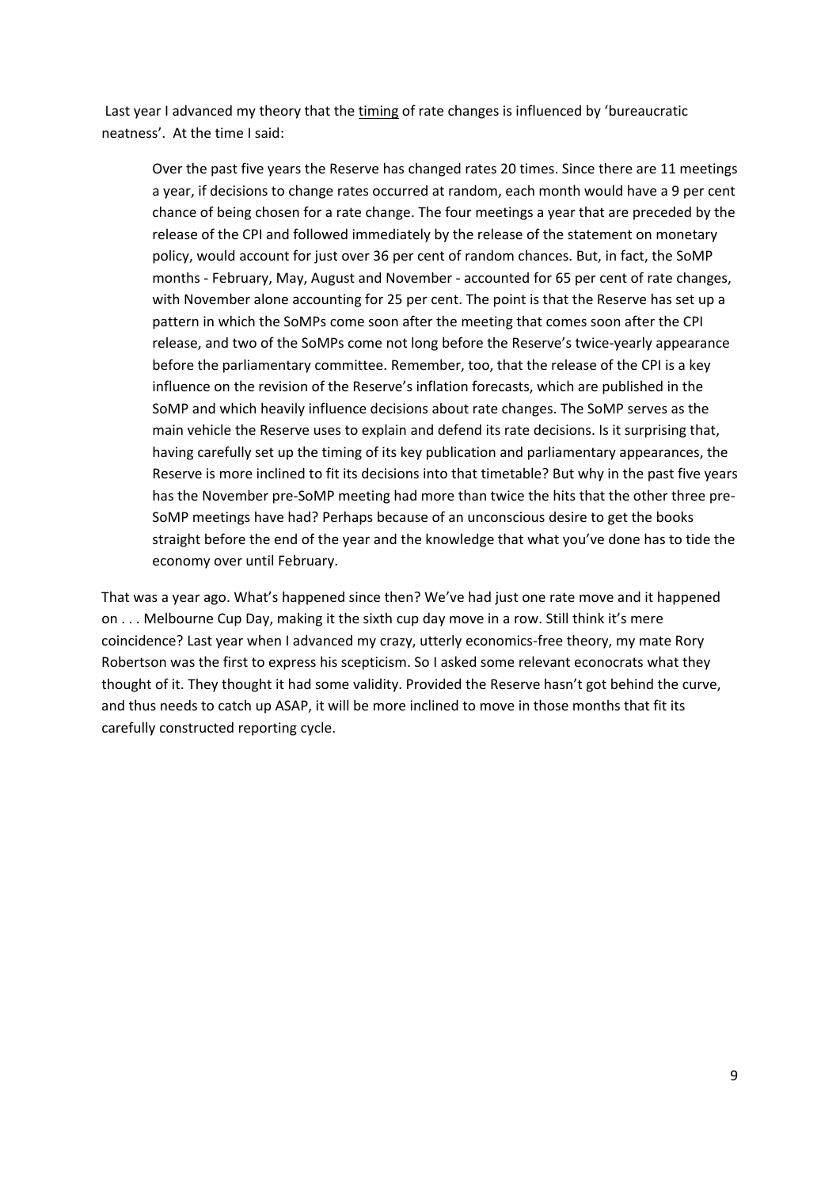Last year I advanced my theory that the timing of rate changes is influenced by 'bureaucratic neatness'. At the time I said:

> Over the past five years the Reserve has changed rates 20 times. Since there are 11 meetings a year, if decisions to change rates occurred at random, each month would have a 9 per cent chance of being chosen for a rate change. The four meetings a year that are preceded by the release of the CPI and followed immediately by the release of the statement on monetary policy, would account for just over 36 per cent of random chances. But, in fact, the SoMP months - February, May, August and November - accounted for 65 per cent of rate changes, with November alone accounting for 25 per cent. The point is that the Reserve has set up a pattern in which the SoMPs come soon after the meeting that comes soon after the CPI release, and two of the SoMPs come not long before the Reserve's twice-yearly appearance before the parliamentary committee. Remember, too, that the release of the CPI is a key influence on the revision of the Reserve's inflation forecasts, which are published in the SoMP and which heavily influence decisions about rate changes. The SoMP serves as the main vehicle the Reserve uses to explain and defend its rate decisions. Is it surprising that, having carefully set up the timing of its key publication and parliamentary appearances, the Reserve is more inclined to fit its decisions into that timetable? But why in the past five years has the November pre-SoMP meeting had more than twice the hits that the other three pre-SoMP meetings have had? Perhaps because of an unconscious desire to get the books straight before the end of the year and the knowledge that what you've done has to tide the economy over until February.

That was a year ago. What's happened since then? We've had just one rate move and it happened on . . . Melbourne Cup Day, making it the sixth cup day move in a row. Still think it's mere coincidence? Last year when I advanced my crazy, utterly economics-free theory, my mate Rory Robertson was the first to express his scepticism. So I asked some relevant econocrats what they thought of it. They thought it had some validity. Provided the Reserve hasn't got behind the curve, and thus needs to catch up ASAP, it will be more inclined to move in those months that fit its carefully constructed reporting cycle.